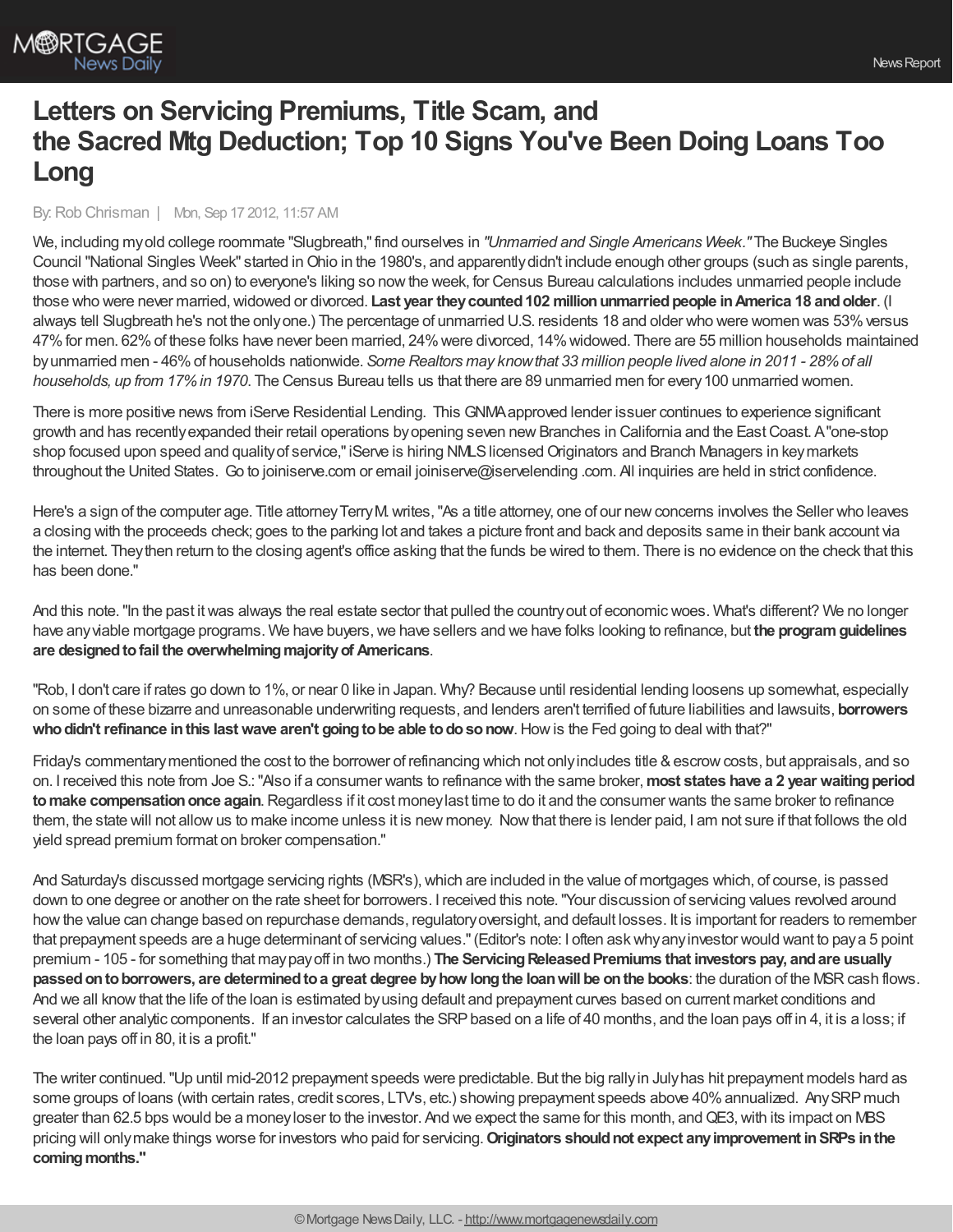# Letters on Servicing Premiums, Title Scam, and the Sacred Mtg Deduction; Top 10 Signs You've Been Doing Loans Too Long

By: Rob Chrisman | Mon, Sep 17 2012, 11:57 AM

We, including my old college roommate "Slugbreath," find ourselves in *"Unmarried and Single Americans Week."* The Buckeye Singles Council "National Singles Week" started in Ohio in the 1980's, and apparently didn't include enough other groups (such as single parents, those with partners, and so on) to everyone's liking so now the week, for Census Bureau calculations includes unmarried people include those who were never married, widowed or divorced. **Last year they counted 102 million unmarried people in America 18 and older**. (I always tell Slugbreath he's not the only one.) The percentage of unmarried U.S. residents 18 and older who were women was 53% versus 47% for men. 62% of these folks have never been married, 24% were divorced, 14% widowed. There are 55 million households maintained by unmarried men - 46% of households nationwide. *Some Realtors may know that 33 million people lived alone in 2011 - 28% of all households, up from 17% in 1970*. The Census Bureau tells us that there are 89 unmarried men for every 100 unmarried women.

There is more positive news from iServe Residential Lending. This GNMA approved lender issuer continues to experience significant growth and has recently expanded their retail operations by opening seven new Branches in California and the East Coast. A "one-stop shop focused upon speed and quality of service," iServe is hiring NMLS licensed Originators and Branch Managers in key markets throughout the United States. Go to joiniserve.com or email joiniserve@iservelending .com. All inquiries are held in strict confidence.

Here's a sign of the computer age. Title attorney Terry M. writes, "As a title attorney, one of our new concerns involves the Seller who leaves a closing with the proceeds check; goes to the parking lot and takes a picture front and back and deposits same in their bank account via the internet. They then return to the closing agent's office asking that the funds be wired to them. There is no evidence on the check that this has been done."

And this note. "In the past it was always the real estate sector that pulled the country out of economic woes. What's different? We no longer have any viable mortgage programs. We have buyers, we have sellers and we have folks looking to refinance, but **the program guidelines are designed to fail the overwhelming majority of Americans**.

"Rob, I don't care if rates go down to 1%, or near 0 like in Japan. Why? Because until residential lending loosens up somewhat, especially on some of these bizarre and unreasonable underwriting requests, and lenders aren't terrified of future liabilities and lawsuits, **borrowers who didn't refinance in this last wave aren't going to be able to do so now**. How is the Fed going to deal with that?"

Friday's commentary mentioned the cost to the borrower of refinancing which not only includes title & escrow costs, but appraisals, and so on. I received this note from Joe S.: "Also if a consumer wants to refinance with the same broker, **most states have a 2 year waiting period to make compensation once again**. Regardless if it cost money last time to do it and the consumer wants the same broker to refinance them, the state will not allow us to make income unless it is new money. Now that there is lender paid, I am not sure if that follows the old yield spread premium format on broker compensation."

And Saturday's discussed mortgage servicing rights (MSR's), which are included in the value of mortgages which, of course, is passed down to one degree or another on the rate sheet for borrowers. I received this note. "Your discussion of servicing values revolved around how the value can change based on repurchase demands, regulatory oversight, and default losses. It is important for readers to remember that prepayment speeds are a huge determinant of servicing values." (Editor's note: I often ask why any investor would want to pay a 5 point premium - 105 - for something that may pay off in two months.) **The Servicing Released Premiums that investors pay, and are usually passed on to borrowers, are determined to a great degree by how long the loan will be on the books**: the duration of the MSR cash flows. And we all know that the life of the loan is estimated by using default and prepayment curves based on current market conditions and several other analytic components. If an investor calculates the SRP based on a life of 40 months, and the loan pays off in 4, it is a loss; if the loan pays off in 80, it is a profit."

The writer continued. "Up until mid-2012 prepayment speeds were predictable. But the big rally in July has hit prepayment models hard as some groups of loans (with certain rates, credit scores, LTVs, etc.) showing prepayment speeds above 40% annualized. Any SRP much greater than 62.5 bps would be a money loser to the investor. And we expect the same for this month, and QE3, with its impact on MBS pricing will only make things worse for investors who paid for servicing. **Originators should not expect any improvement in SRPs in the coming months."**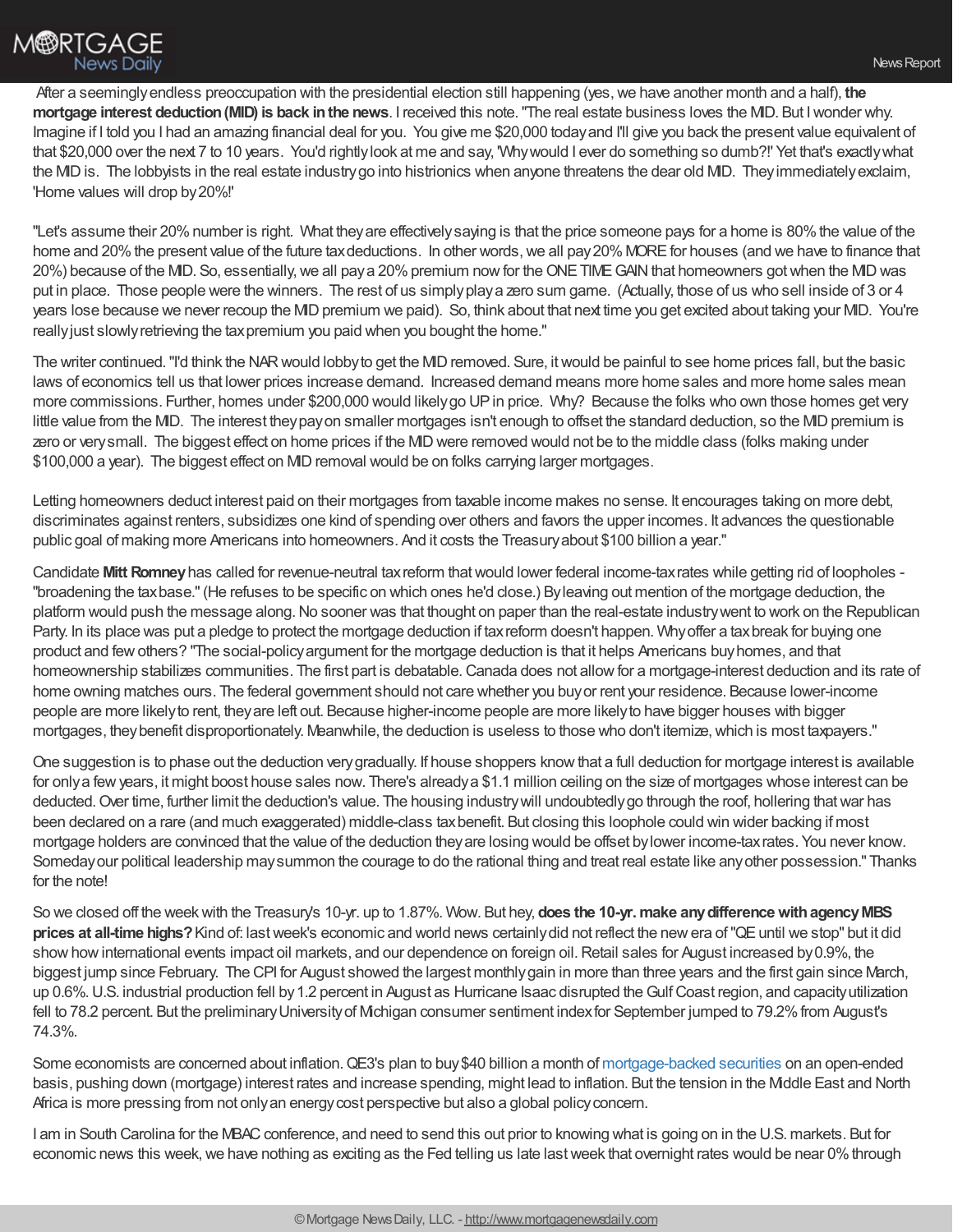After a seemingly endless preoccupation with the presidential election still happening (yes, we have another month and a half), **the mortgage interest deduction (MID) is back in the news**. I received this note. "The real estate business loves the MID. But I wonder why. Imagine if I told you I had an amazing financial deal for you. You give me $20,000 today and I'll give you back the present value equivalent of that $20,000 over the next 7 to 10 years. You'd rightly look at me and say, 'Why would I ever do something so dumb?!' Yet that's exactly what the MID is. The lobbyists in the real estate industry go into histrionics when anyone threatens the dear old MID. They immediately exclaim, 'Home values will drop by 20%!'

"Let's assume their 20% number is right. What they are effectively saying is that the price someone pays for a home is 80% the value of the home and 20% the present value of the future tax deductions. In other words, we all pay 20% MORE for houses (and we have to finance that 20%) because of the MID. So, essentially, we all pay a 20% premium now for the ONE TIME GAIN that homeowners got when the MID was put in place. Those people were the winners. The rest of us simply play a zero sum game. (Actually, those of us who sell inside of 3 or 4 years lose because we never recoup the MID premium we paid). So, think about that next time you get excited about taking your MID. You're really just slowly retrieving the tax premium you paid when you bought the home."

The writer continued. "I'd think the NAR would lobby to get the MID removed. Sure, it would be painful to see home prices fall, but the basic laws of economics tell us that lower prices increase demand. Increased demand means more home sales and more home sales mean more commissions. Further, homes under $200,000 would likely go UP in price. Why? Because the folks who own those homes get very little value from the MID. The interest they pay on smaller mortgages isn't enough to offset the standard deduction, so the MID premium is zero or very small. The biggest effect on home prices if the MID were removed would not be to the middle class (folks making under $100,000 a year). The biggest effect on MID removal would be on folks carrying larger mortgages.

Letting homeowners deduct interest paid on their mortgages from taxable income makes no sense. It encourages taking on more debt, discriminates against renters, subsidizes one kind of spending over others and favors the upper incomes. It advances the questionable public goal of making more Americans into homeowners. And it costs the Treasury about $100 billion a year."

Candidate **Mitt Romney** has called for revenue-neutral tax reform that would lower federal income-tax rates while getting rid of loopholes - "broadening the tax base." (He refuses to be specific on which ones he'd close.) By leaving out mention of the mortgage deduction, the platform would push the message along. No sooner was that thought on paper than the real-estate industry went to work on the Republican Party. In its place was put a pledge to protect the mortgage deduction if tax reform doesn't happen. Why offer a tax break for buying one product and few others? "The social-policy argument for the mortgage deduction is that it helps Americans buy homes, and that homeownership stabilizes communities. The first part is debatable. Canada does not allow for a mortgage-interest deduction and its rate of home owning matches ours. The federal government should not care whether you buy or rent your residence. Because lower-income people are more likely to rent, they are left out. Because higher-income people are more likely to have bigger houses with bigger mortgages, they benefit disproportionately. Meanwhile, the deduction is useless to those who don't itemize, which is most taxpayers."

One suggestion is to phase out the deduction very gradually. If house shoppers know that a full deduction for mortgage interest is available for only a few years, it might boost house sales now. There's already a $1.1 million ceiling on the size of mortgages whose interest can be deducted. Over time, further limit the deduction's value. The housing industry will undoubtedly go through the roof, hollering that war has been declared on a rare (and much exaggerated) middle-class tax benefit. But closing this loophole could win wider backing if most mortgage holders are convinced that the value of the deduction they are losing would be offset by lower income-tax rates. You never know. Someday our political leadership may summon the courage to do the rational thing and treat real estate like any other possession." Thanks for the note!

So we closed off the week with the Treasury's 10-yr. up to 1.87%. Wow. But hey, **does the 10-yr. make any difference with agency MBS prices at all-time highs?** Kind of: last week's economic and world news certainly did not reflect the new era of "QE until we stop" but it did show how international events impact oil markets, and our dependence on foreign oil. Retail sales for August increased by 0.9%, the biggest jump since February. The CPI for August showed the largest monthly gain in more than three years and the first gain since March, up 0.6%. U.S. industrial production fell by 1.2 percent in August as Hurricane Isaac disrupted the Gulf Coast region, and capacity utilization fell to 78.2 percent. But the preliminary University of Michigan consumer sentiment index for September jumped to 79.2% from August's 74.3%.

Some economists are concerned about inflation. QE3's plan to buy $40 billion a month of mortgage-backed securities on an open-ended basis, pushing down (mortgage) interest rates and increase spending, might lead to inflation. But the tension in the Middle East and North Africa is more pressing from not only an energy cost perspective but also a global policy concern.

I am in South Carolina for the MBAC conference, and need to send this out prior to knowing what is going on in the U.S. markets. But for economic news this week, we have nothing as exciting as the Fed telling us late last week that overnight rates would be near 0% through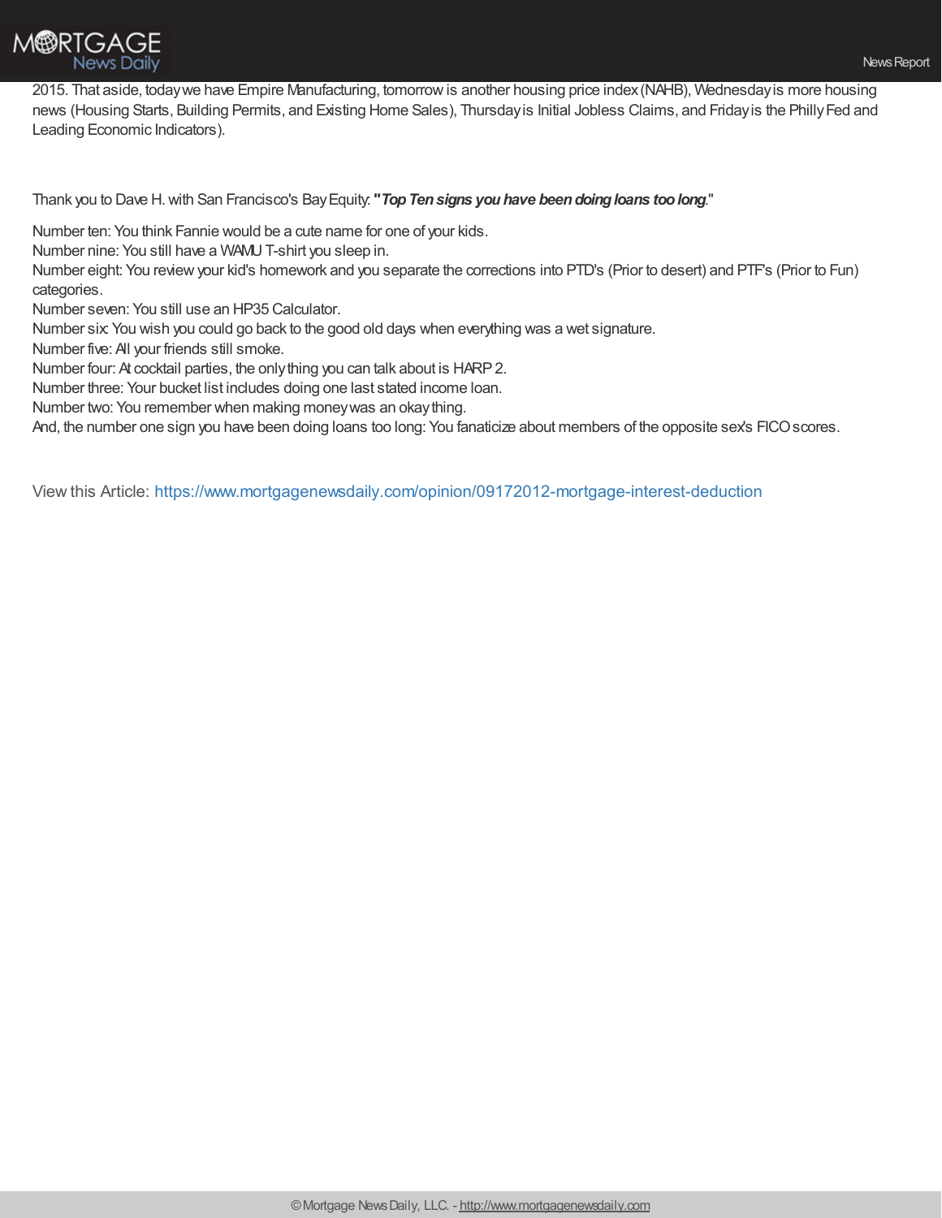2015. That aside, today we have Empire Manufacturing, tomorrow is another housing price index (NAHB), Wednesday is more housing news (Housing Starts, Building Permits, and Existing Home Sales), Thursday is Initial Jobless Claims, and Friday is the Philly Fed and Leading Economic Indicators).

Thank you to Dave H. with San Francisco's Bay Equity: **"*Top Ten signs you have been doing loans too long*."**

Number ten: You think Fannie would be a cute name for one of your kids.
Number nine: You still have a WAMU T-shirt you sleep in.
Number eight: You review your kid's homework and you separate the corrections into PTD's (Prior to desert) and PTF's (Prior to Fun) categories.
Number seven: You still use an HP35 Calculator.
Number six: You wish you could go back to the good old days when everything was a wet signature.
Number five: All your friends still smoke.
Number four: At cocktail parties, the only thing you can talk about is HARP 2.
Number three: Your bucket list includes doing one last stated income loan.
Number two: You remember when making money was an okay thing.
And, the number one sign you have been doing loans too long: You fanaticize about members of the opposite sex's FICO scores.

View this Article: https://www.mortgagenewsdaily.com/opinion/09172012-mortgage-interest-deduction